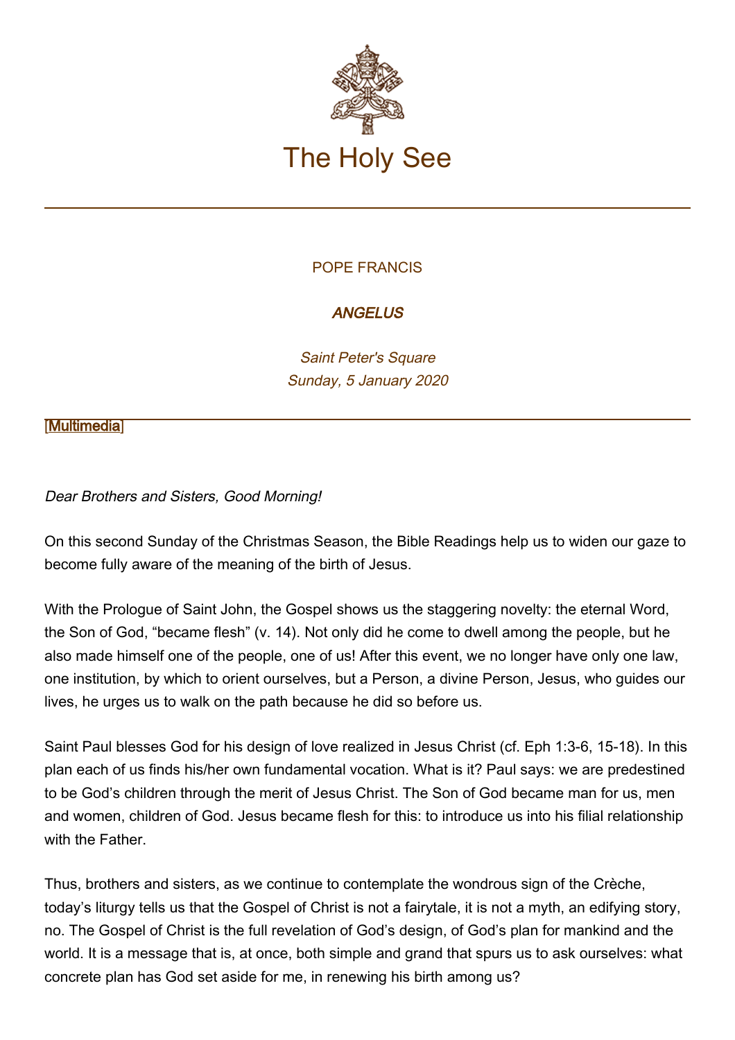# The Holy See

POPE FRANCIS

***ANGELUS***

*Saint Peter's Square*
*Sunday, 5 January 2020*

[Multimedia]

*Dear Brothers and Sisters, Good Morning!*

On this second Sunday of the Christmas Season, the Bible Readings help us to widen our gaze to become fully aware of the meaning of the birth of Jesus.

With the Prologue of Saint John, the Gospel shows us the staggering novelty: the eternal Word, the Son of God, "became flesh" (v. 14). Not only did he come to dwell among the people, but he also made himself one of the people, one of us! After this event, we no longer have only one law, one institution, by which to orient ourselves, but a Person, a divine Person, Jesus, who guides our lives, he urges us to walk on the path because he did so before us.

Saint Paul blesses God for his design of love realized in Jesus Christ (cf. Eph 1:3-6, 15-18). In this plan each of us finds his/her own fundamental vocation. What is it? Paul says: we are predestined to be God's children through the merit of Jesus Christ. The Son of God became man for us, men and women, children of God. Jesus became flesh for this: to introduce us into his filial relationship with the Father.

Thus, brothers and sisters, as we continue to contemplate the wondrous sign of the Crèche, today's liturgy tells us that the Gospel of Christ is not a fairytale, it is not a myth, an edifying story, no. The Gospel of Christ is the full revelation of God's design, of God's plan for mankind and the world. It is a message that is, at once, both simple and grand that spurs us to ask ourselves: what concrete plan has God set aside for me, in renewing his birth among us?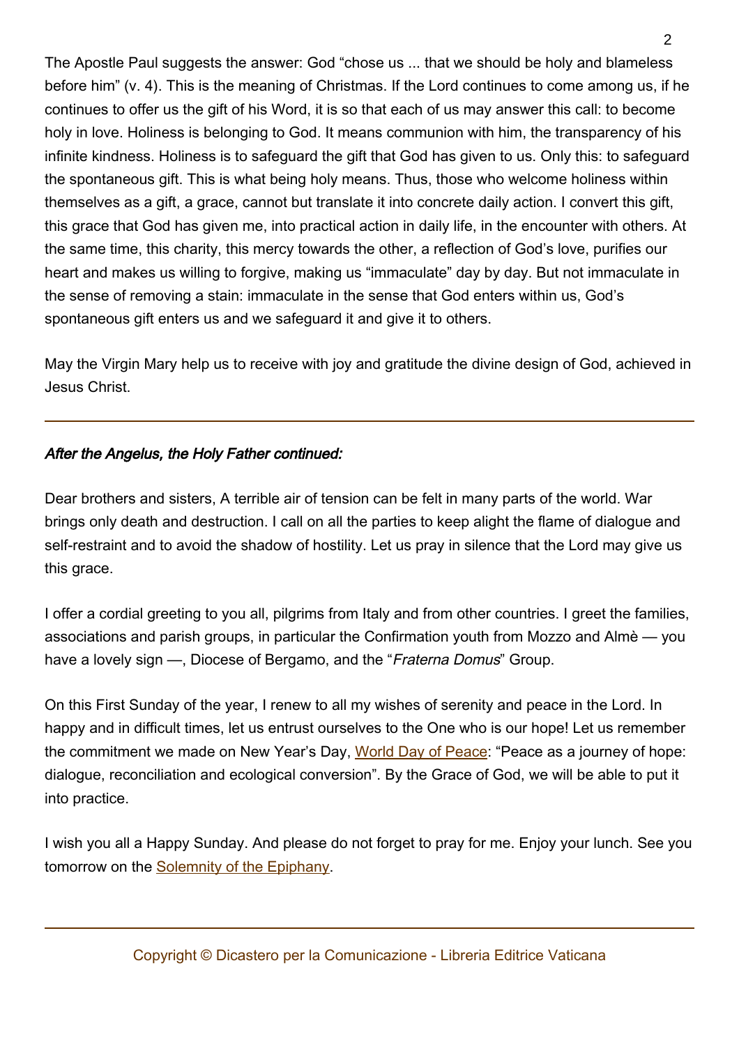The Apostle Paul suggests the answer: God "chose us ... that we should be holy and blameless before him" (v. 4). This is the meaning of Christmas. If the Lord continues to come among us, if he continues to offer us the gift of his Word, it is so that each of us may answer this call: to become holy in love. Holiness is belonging to God. It means communion with him, the transparency of his infinite kindness. Holiness is to safeguard the gift that God has given to us. Only this: to safeguard the spontaneous gift. This is what being holy means. Thus, those who welcome holiness within themselves as a gift, a grace, cannot but translate it into concrete daily action. I convert this gift, this grace that God has given me, into practical action in daily life, in the encounter with others. At the same time, this charity, this mercy towards the other, a reflection of God's love, purifies our heart and makes us willing to forgive, making us "immaculate" day by day. But not immaculate in the sense of removing a stain: immaculate in the sense that God enters within us, God's spontaneous gift enters us and we safeguard it and give it to others.

May the Virgin Mary help us to receive with joy and gratitude the divine design of God, achieved in Jesus Christ.

---

***After the Angelus, the Holy Father continued:***

Dear brothers and sisters, A terrible air of tension can be felt in many parts of the world. War brings only death and destruction. I call on all the parties to keep alight the flame of dialogue and self-restraint and to avoid the shadow of hostility. Let us pray in silence that the Lord may give us this grace.

I offer a cordial greeting to you all, pilgrims from Italy and from other countries. I greet the families, associations and parish groups, in particular the Confirmation youth from Mozzo and Almè — you have a lovely sign —, Diocese of Bergamo, and the "*Fraterna Domus*" Group.

On this First Sunday of the year, I renew to all my wishes of serenity and peace in the Lord. In happy and in difficult times, let us entrust ourselves to the One who is our hope! Let us remember the commitment we made on New Year's Day, World Day of Peace: "Peace as a journey of hope: dialogue, reconciliation and ecological conversion". By the Grace of God, we will be able to put it into practice.

I wish you all a Happy Sunday. And please do not forget to pray for me. Enjoy your lunch. See you tomorrow on the Solemnity of the Epiphany.

---

Copyright © Dicastero per la Comunicazione - Libreria Editrice Vaticana